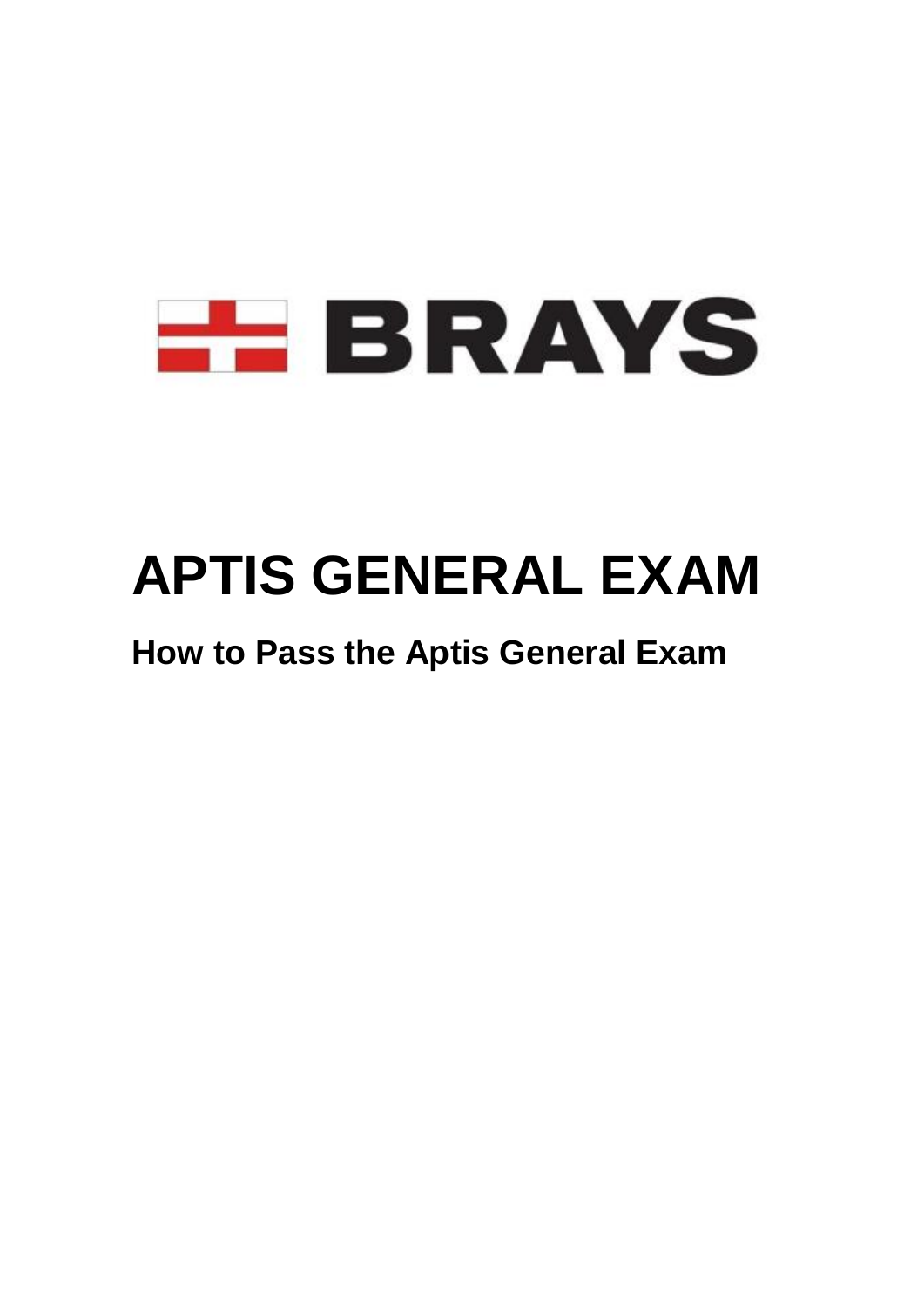BRAYS

# APTIS GENERAL EXAM

## How to Pass the Aptis General Exam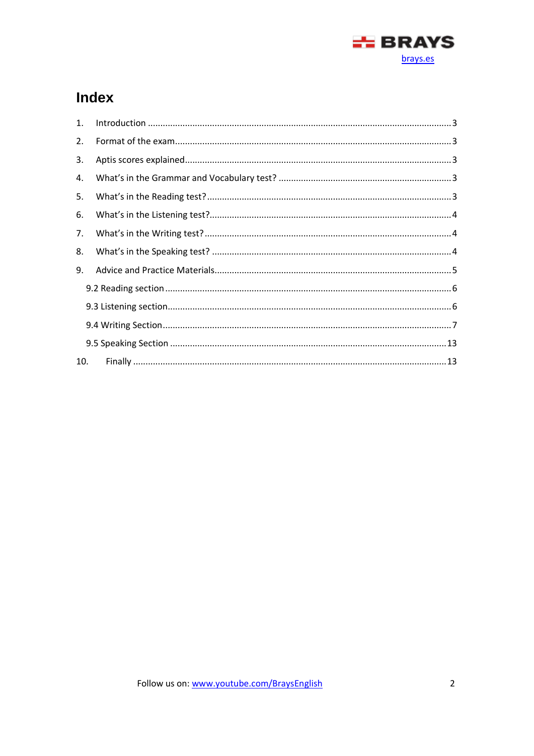# Index

1. Introduction ........................................................................................................ 3
2. Format of the exam............................................................................................ 3
3. Aptis scores explained......................................................................................... 3
4. What's in the Grammar and Vocabulary test? ..................................................... 3
5. What's in the Reading test?................................................................................ 3
6. What's in the Listening test?............................................................................... 4
7. What's in the Writing test?................................................................................. 4
8. What's in the Speaking test? ............................................................................... 4
9. Advice and Practice Materials............................................................................. 5
   - 9.2 Reading section ............................................................................................ 6
   - 9.3 Listening section............................................................................................ 6
   - 9.4 Writing Section.............................................................................................. 7
   - 9.5 Speaking Section ......................................................................................... 13
10. Finally ............................................................................................................. 13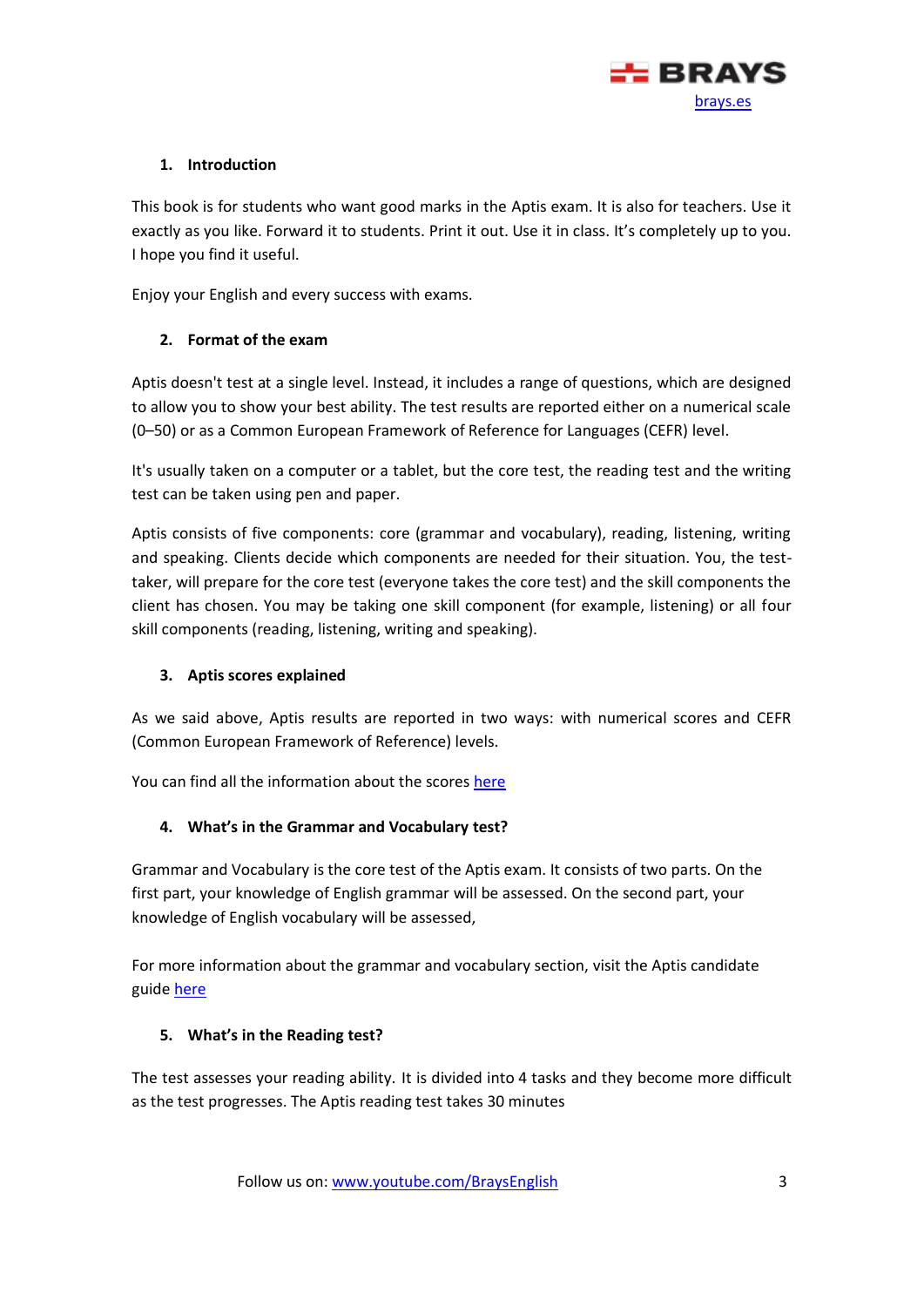## 1. Introduction

This book is for students who want good marks in the Aptis exam. It is also for teachers. Use it exactly as you like. Forward it to students. Print it out. Use it in class. It's completely up to you. I hope you find it useful.

Enjoy your English and every success with exams.

## 2. Format of the exam

Aptis doesn't test at a single level. Instead, it includes a range of questions, which are designed to allow you to show your best ability. The test results are reported either on a numerical scale (0–50) or as a Common European Framework of Reference for Languages (CEFR) level.

It's usually taken on a computer or a tablet, but the core test, the reading test and the writing test can be taken using pen and paper.

Aptis consists of five components: core (grammar and vocabulary), reading, listening, writing and speaking. Clients decide which components are needed for their situation. You, the test-taker, will prepare for the core test (everyone takes the core test) and the skill components the client has chosen. You may be taking one skill component (for example, listening) or all four skill components (reading, listening, writing and speaking).

## 3. Aptis scores explained

As we said above, Aptis results are reported in two ways: with numerical scores and CEFR (Common European Framework of Reference) levels.

You can find all the information about the scores here

## 4. What's in the Grammar and Vocabulary test?

Grammar and Vocabulary is the core test of the Aptis exam. It consists of two parts. On the first part, your knowledge of English grammar will be assessed. On the second part, your knowledge of English vocabulary will be assessed,

For more information about the grammar and vocabulary section, visit the Aptis candidate guide here

## 5. What's in the Reading test?

The test assesses your reading ability. It is divided into 4 tasks and they become more difficult as the test progresses. The Aptis reading test takes 30 minutes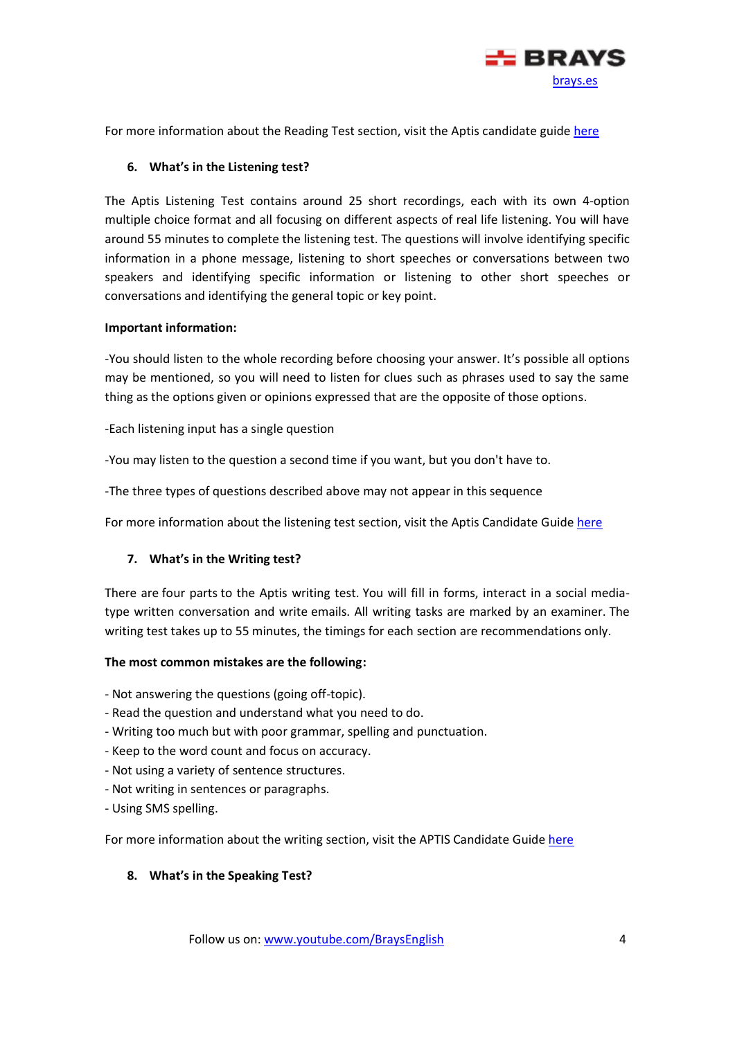For more information about the Reading Test section, visit the Aptis candidate guide here

## 6. What's in the Listening test?

The Aptis Listening Test contains around 25 short recordings, each with its own 4-option multiple choice format and all focusing on different aspects of real life listening. You will have around 55 minutes to complete the listening test. The questions will involve identifying specific information in a phone message, listening to short speeches or conversations between two speakers and identifying specific information or listening to other short speeches or conversations and identifying the general topic or key point.

**Important information:**

-You should listen to the whole recording before choosing your answer. It's possible all options may be mentioned, so you will need to listen for clues such as phrases used to say the same thing as the options given or opinions expressed that are the opposite of those options.

-Each listening input has a single question

-You may listen to the question a second time if you want, but you don't have to.

-The three types of questions described above may not appear in this sequence

For more information about the listening test section, visit the Aptis Candidate Guide here

## 7. What's in the Writing test?

There are four parts to the Aptis writing test. You will fill in forms, interact in a social media-type written conversation and write emails. All writing tasks are marked by an examiner. The writing test takes up to 55 minutes, the timings for each section are recommendations only.

**The most common mistakes are the following:**

- Not answering the questions (going off-topic).
- Read the question and understand what you need to do.
- Writing too much but with poor grammar, spelling and punctuation.
- Keep to the word count and focus on accuracy.
- Not using a variety of sentence structures.
- Not writing in sentences or paragraphs.
- Using SMS spelling.

For more information about the writing section, visit the APTIS Candidate Guide here

## 8. What's in the Speaking Test?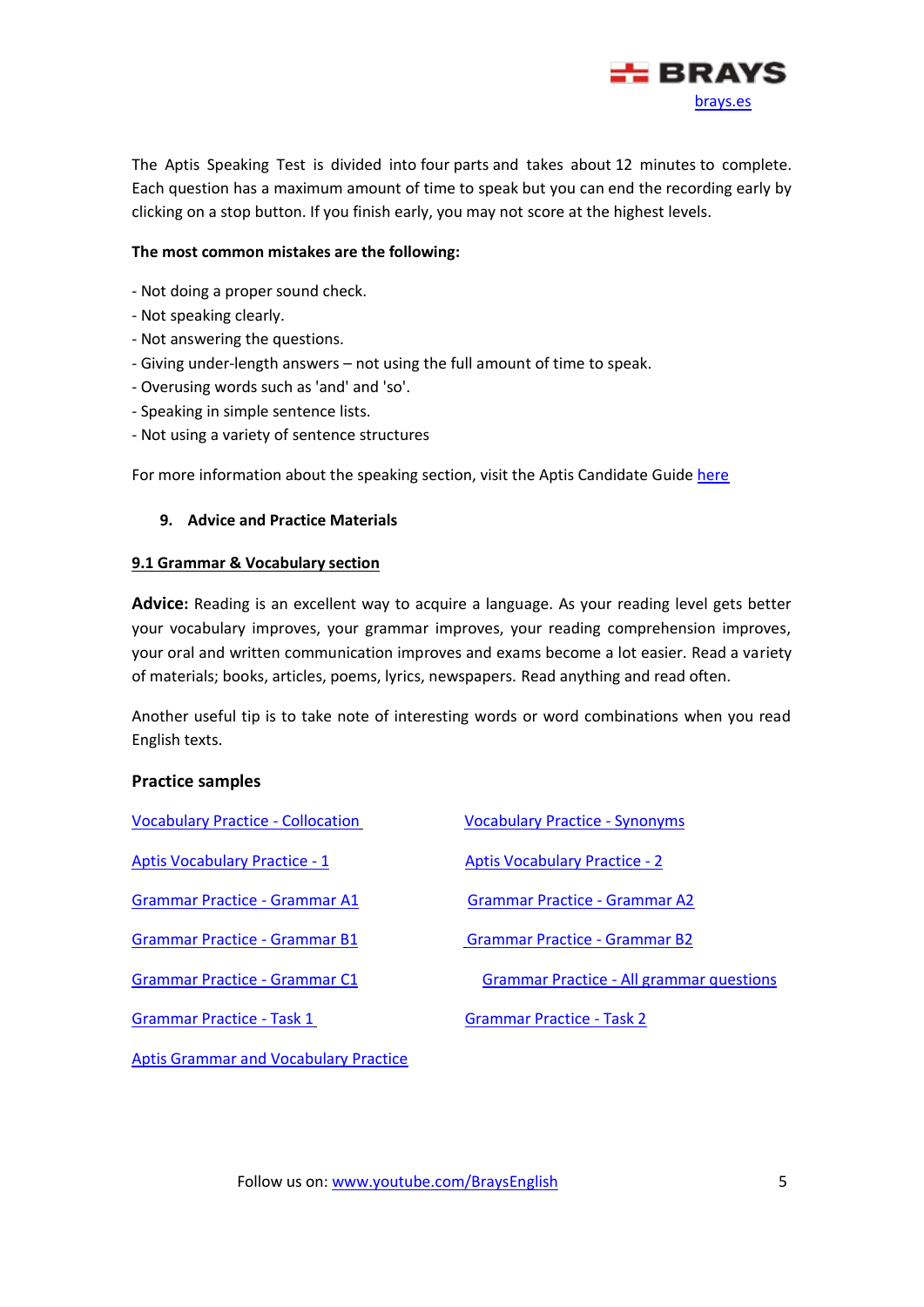The Aptis Speaking Test is divided into four parts and takes about 12 minutes to complete. Each question has a maximum amount of time to speak but you can end the recording early by clicking on a stop button. If you finish early, you may not score at the highest levels.

**The most common mistakes are the following:**

- Not doing a proper sound check.
- Not speaking clearly.
- Not answering the questions.
- Giving under-length answers – not using the full amount of time to speak.
- Overusing words such as 'and' and 'so'.
- Speaking in simple sentence lists.
- Not using a variety of sentence structures

For more information about the speaking section, visit the Aptis Candidate Guide here

## 9. Advice and Practice Materials

### 9.1 Grammar & Vocabulary section

**Advice:** Reading is an excellent way to acquire a language. As your reading level gets better your vocabulary improves, your grammar improves, your reading comprehension improves, your oral and written communication improves and exams become a lot easier. Read a variety of materials; books, articles, poems, lyrics, newspapers. Read anything and read often.

Another useful tip is to take note of interesting words or word combinations when you read English texts.

**Practice samples**

- Vocabulary Practice - Collocation
- Vocabulary Practice - Synonyms
- Aptis Vocabulary Practice - 1
- Aptis Vocabulary Practice - 2
- Grammar Practice - Grammar A1
- Grammar Practice - Grammar A2
- Grammar Practice - Grammar B1
- Grammar Practice - Grammar B2
- Grammar Practice - Grammar C1
- Grammar Practice - All grammar questions
- Grammar Practice - Task 1
- Grammar Practice - Task 2
- Aptis Grammar and Vocabulary Practice

Follow us on: www.youtube.com/BraysEnglish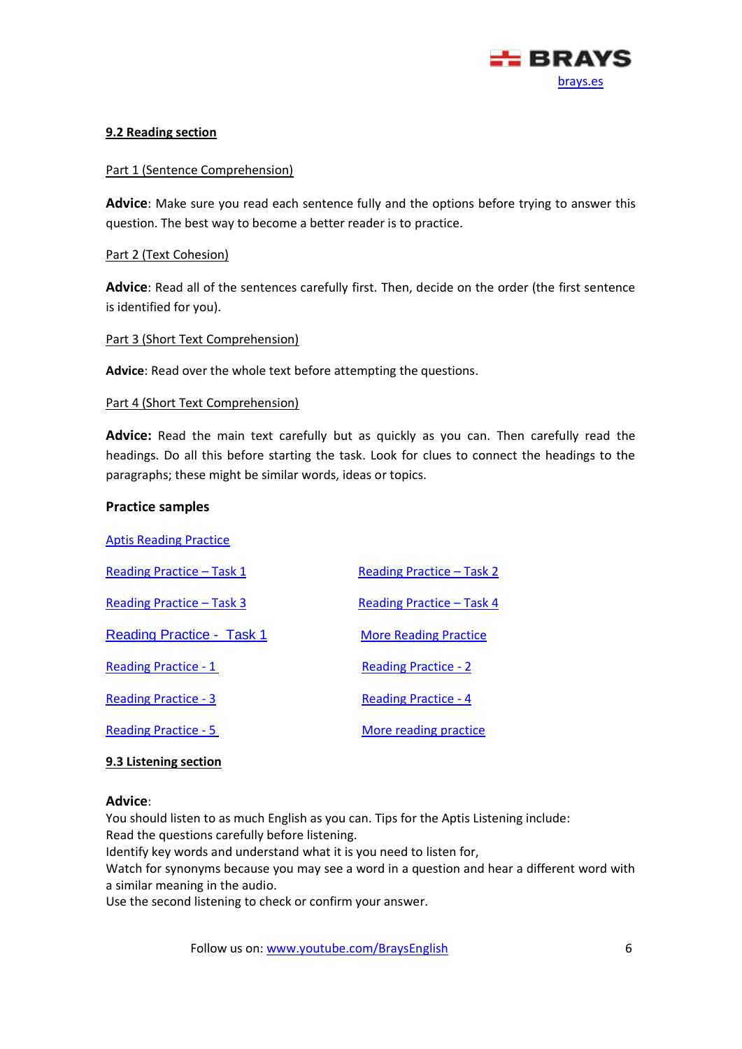### 9.2 Reading section

Part 1 (Sentence Comprehension)

**Advice**: Make sure you read each sentence fully and the options before trying to answer this question. The best way to become a better reader is to practice.

Part 2 (Text Cohesion)

**Advice**: Read all of the sentences carefully first. Then, decide on the order (the first sentence is identified for you).

Part 3 (Short Text Comprehension)

**Advice**: Read over the whole text before attempting the questions.

Part 4 (Short Text Comprehension)

**Advice:** Read the main text carefully but as quickly as you can. Then carefully read the headings. Do all this before starting the task. Look for clues to connect the headings to the paragraphs; these might be similar words, ideas or topics.

**Practice samples**

Aptis Reading Practice

Reading Practice – Task 1

Reading Practice – Task 2

Reading Practice – Task 3

Reading Practice – Task 4

Reading Practice - Task 1

More Reading Practice

Reading Practice - 1

Reading Practice - 2

Reading Practice - 3

Reading Practice - 4

Reading Practice - 5

More reading practice

### 9.3 Listening section

**Advice**:
You should listen to as much English as you can. Tips for the Aptis Listening include:
Read the questions carefully before listening.
Identify key words and understand what it is you need to listen for,
Watch for synonyms because you may see a word in a question and hear a different word with a similar meaning in the audio.
Use the second listening to check or confirm your answer.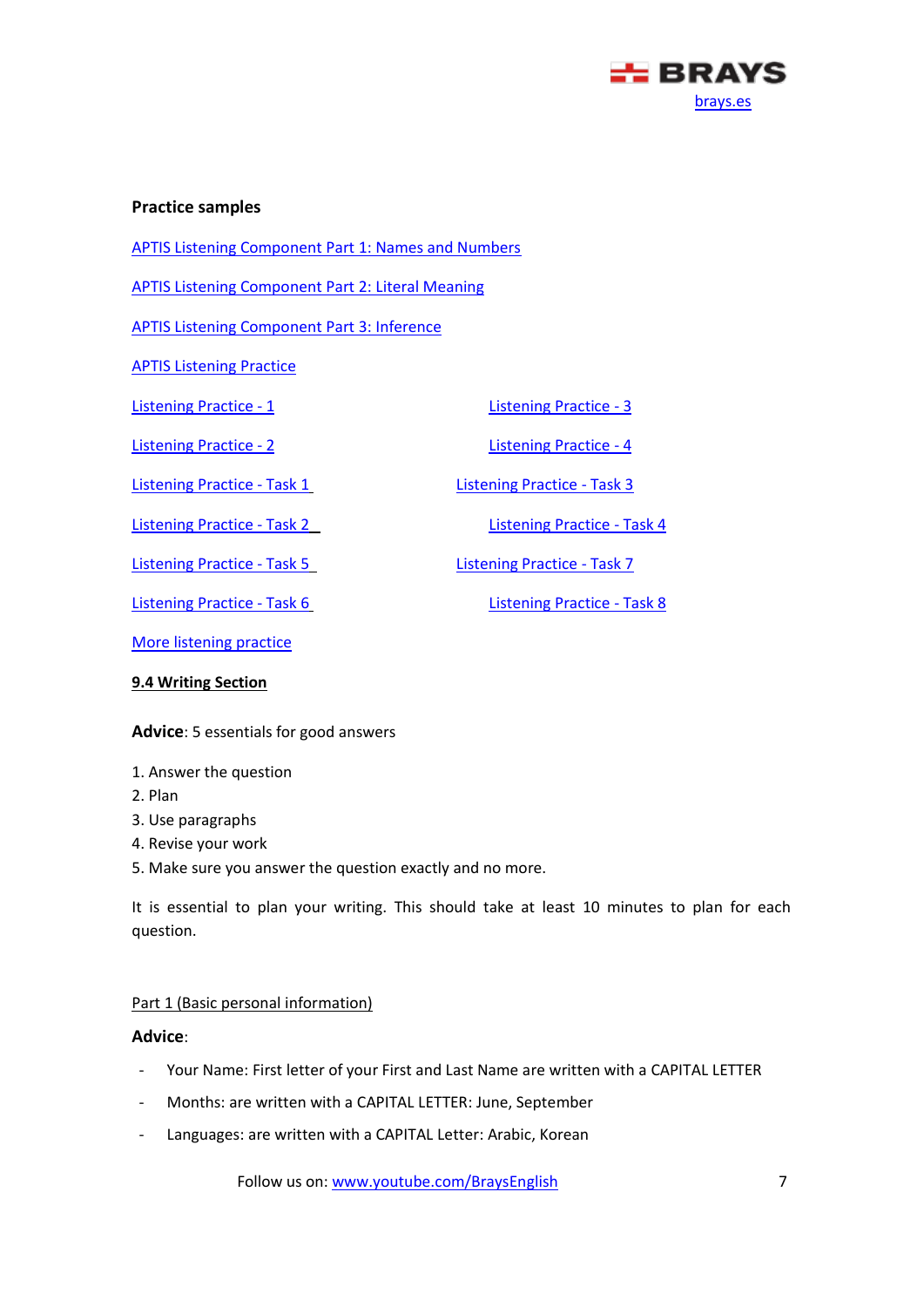**Practice samples**

APTIS Listening Component Part 1: Names and Numbers

APTIS Listening Component Part 2: Literal Meaning

APTIS Listening Component Part 3: Inference

APTIS Listening Practice

Listening Practice - 1

Listening Practice - 2

Listening Practice - 3

Listening Practice - 4

Listening Practice - Task 1

Listening Practice - Task 2

Listening Practice - Task 3

Listening Practice - Task 4

Listening Practice - Task 5

Listening Practice - Task 6

Listening Practice - Task 7

Listening Practice - Task 8

More listening practice

**9.4 Writing Section**

**Advice**: 5 essentials for good answers

1. Answer the question
2. Plan
3. Use paragraphs
4. Revise your work
5. Make sure you answer the question exactly and no more.

It is essential to plan your writing. This should take at least 10 minutes to plan for each question.

Part 1 (Basic personal information)

**Advice**:

- Your Name: First letter of your First and Last Name are written with a CAPITAL LETTER
- Months: are written with a CAPITAL LETTER: June, September
- Languages: are written with a CAPITAL Letter: Arabic, Korean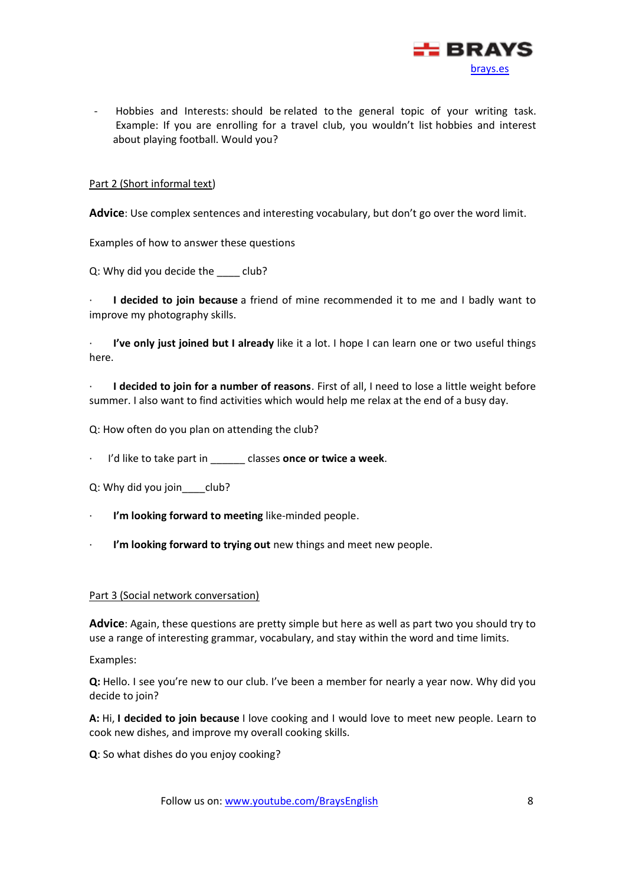- Hobbies and Interests: should be related to the general topic of your writing task. Example: If you are enrolling for a travel club, you wouldn't list hobbies and interest about playing football. Would you?

Part 2 (Short informal text)

**Advice**: Use complex sentences and interesting vocabulary, but don't go over the word limit.

Examples of how to answer these questions

Q: Why did you decide the ____ club?

· **I decided to join because** a friend of mine recommended it to me and I badly want to improve my photography skills.

· **I've only just joined but I already** like it a lot. I hope I can learn one or two useful things here.

· **I decided to join for a number of reasons**. First of all, I need to lose a little weight before summer. I also want to find activities which would help me relax at the end of a busy day.

Q: How often do you plan on attending the club?

· I'd like to take part in ______ classes **once or twice a week**.

Q: Why did you join____club?

· **I'm looking forward to meeting** like-minded people.

· **I'm looking forward to trying out** new things and meet new people.

Part 3 (Social network conversation)

**Advice**: Again, these questions are pretty simple but here as well as part two you should try to use a range of interesting grammar, vocabulary, and stay within the word and time limits.

Examples:

**Q:** Hello. I see you're new to our club. I've been a member for nearly a year now. Why did you decide to join?

**A:** Hi, **I decided to join because** I love cooking and I would love to meet new people. Learn to cook new dishes, and improve my overall cooking skills.

**Q**: So what dishes do you enjoy cooking?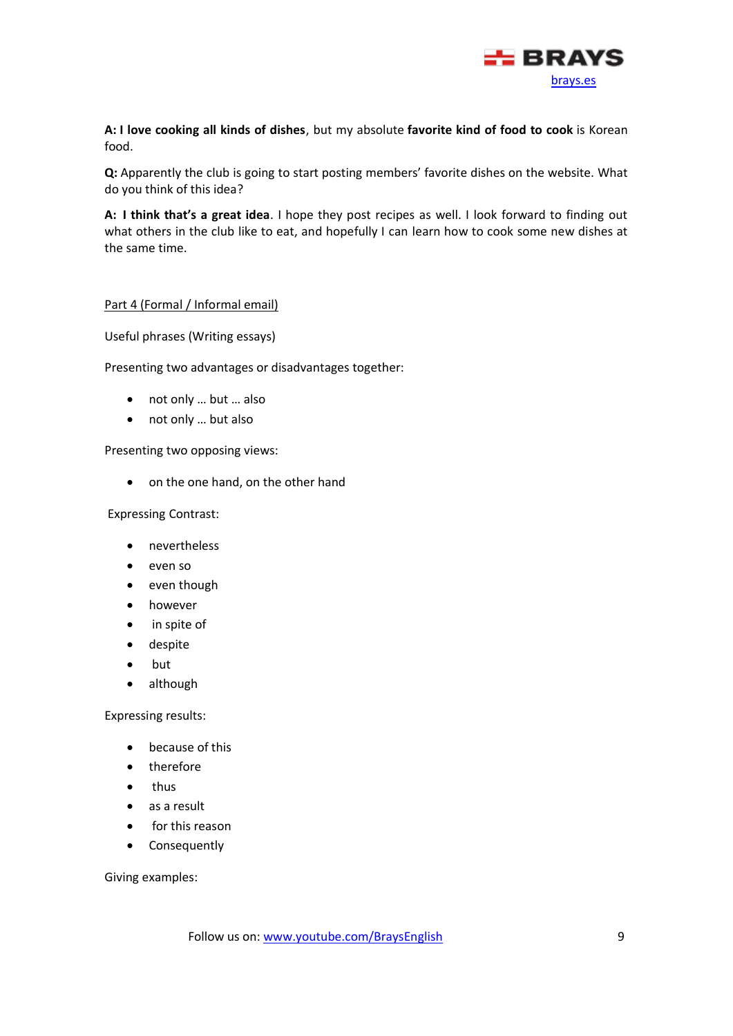**A: I love cooking all kinds of dishes**, but my absolute **favorite kind of food to cook** is Korean food.

**Q:** Apparently the club is going to start posting members' favorite dishes on the website. What do you think of this idea?

**A: I think that's a great idea**. I hope they post recipes as well. I look forward to finding out what others in the club like to eat, and hopefully I can learn how to cook some new dishes at the same time.

Part 4 (Formal / Informal email)

Useful phrases (Writing essays)

Presenting two advantages or disadvantages together:

- not only … but … also
- not only … but also

Presenting two opposing views:

- on the one hand, on the other hand

Expressing Contrast:

- nevertheless
- even so
- even though
- however
- in spite of
- despite
- but
- although

Expressing results:

- because of this
- therefore
- thus
- as a result
- for this reason
- Consequently

Giving examples: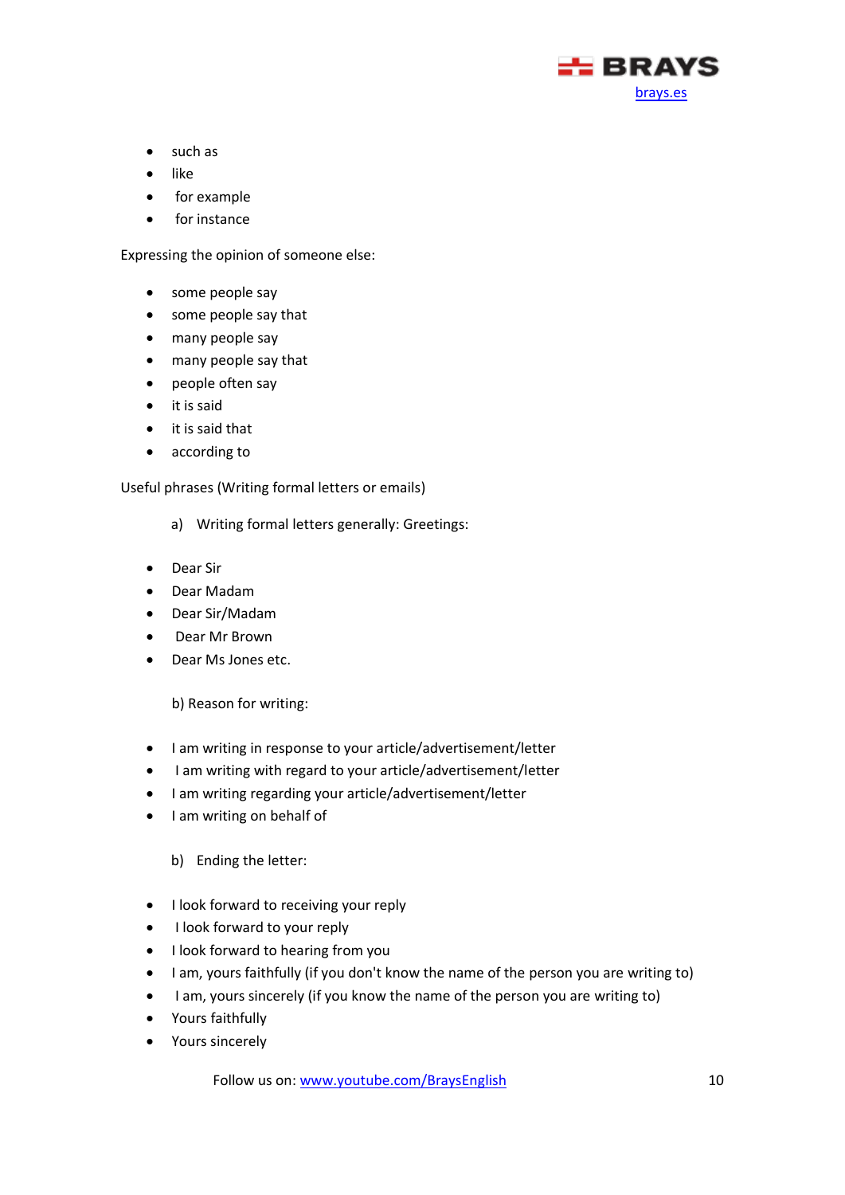- such as
- like
- for example
- for instance

Expressing the opinion of someone else:

- some people say
- some people say that
- many people say
- many people say that
- people often say
- it is said
- it is said that
- according to

Useful phrases (Writing formal letters or emails)

a) Writing formal letters generally: Greetings:

- Dear Sir
- Dear Madam
- Dear Sir/Madam
- Dear Mr Brown
- Dear Ms Jones etc.

b) Reason for writing:

- I am writing in response to your article/advertisement/letter
- I am writing with regard to your article/advertisement/letter
- I am writing regarding your article/advertisement/letter
- I am writing on behalf of

b) Ending the letter:

- I look forward to receiving your reply
- I look forward to your reply
- I look forward to hearing from you
- I am, yours faithfully (if you don't know the name of the person you are writing to)
- I am, yours sincerely (if you know the name of the person you are writing to)
- Yours faithfully
- Yours sincerely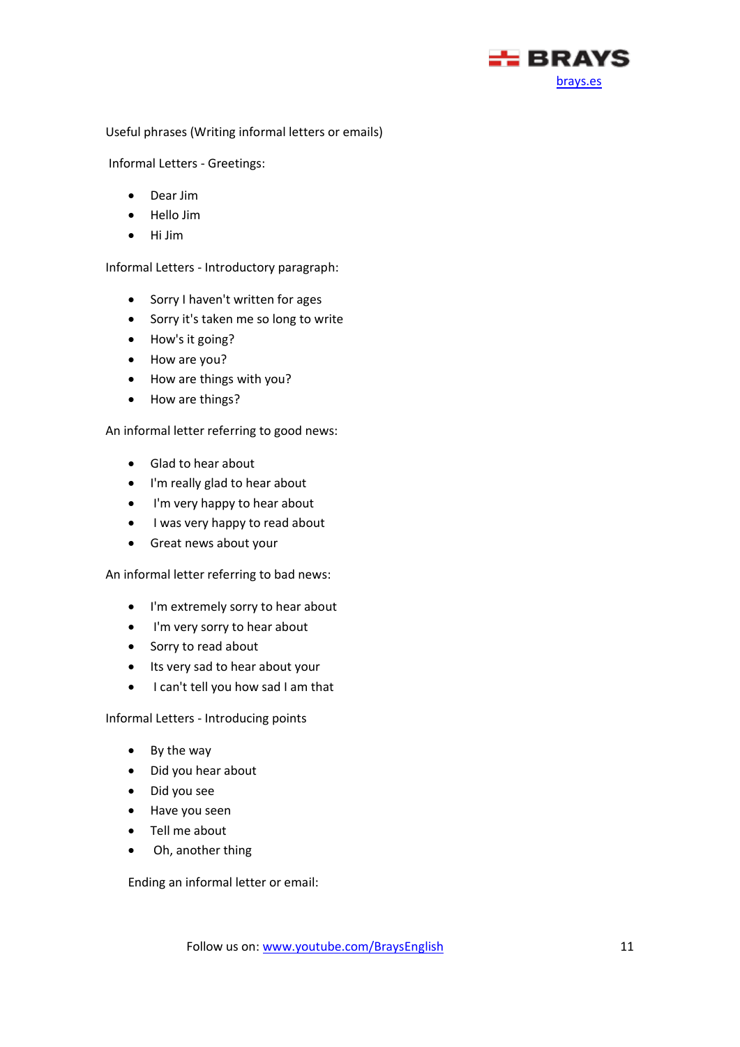Useful phrases (Writing informal letters or emails)

Informal Letters - Greetings:

- Dear Jim
- Hello Jim
- Hi Jim

Informal Letters - Introductory paragraph:

- Sorry I haven't written for ages
- Sorry it's taken me so long to write
- How's it going?
- How are you?
- How are things with you?
- How are things?

An informal letter referring to good news:

- Glad to hear about
- I'm really glad to hear about
- I'm very happy to hear about
- I was very happy to read about
- Great news about your

An informal letter referring to bad news:

- I'm extremely sorry to hear about
- I'm very sorry to hear about
- Sorry to read about
- Its very sad to hear about your
- I can't tell you how sad I am that

Informal Letters - Introducing points

- By the way
- Did you hear about
- Did you see
- Have you seen
- Tell me about
- Oh, another thing

Ending an informal letter or email: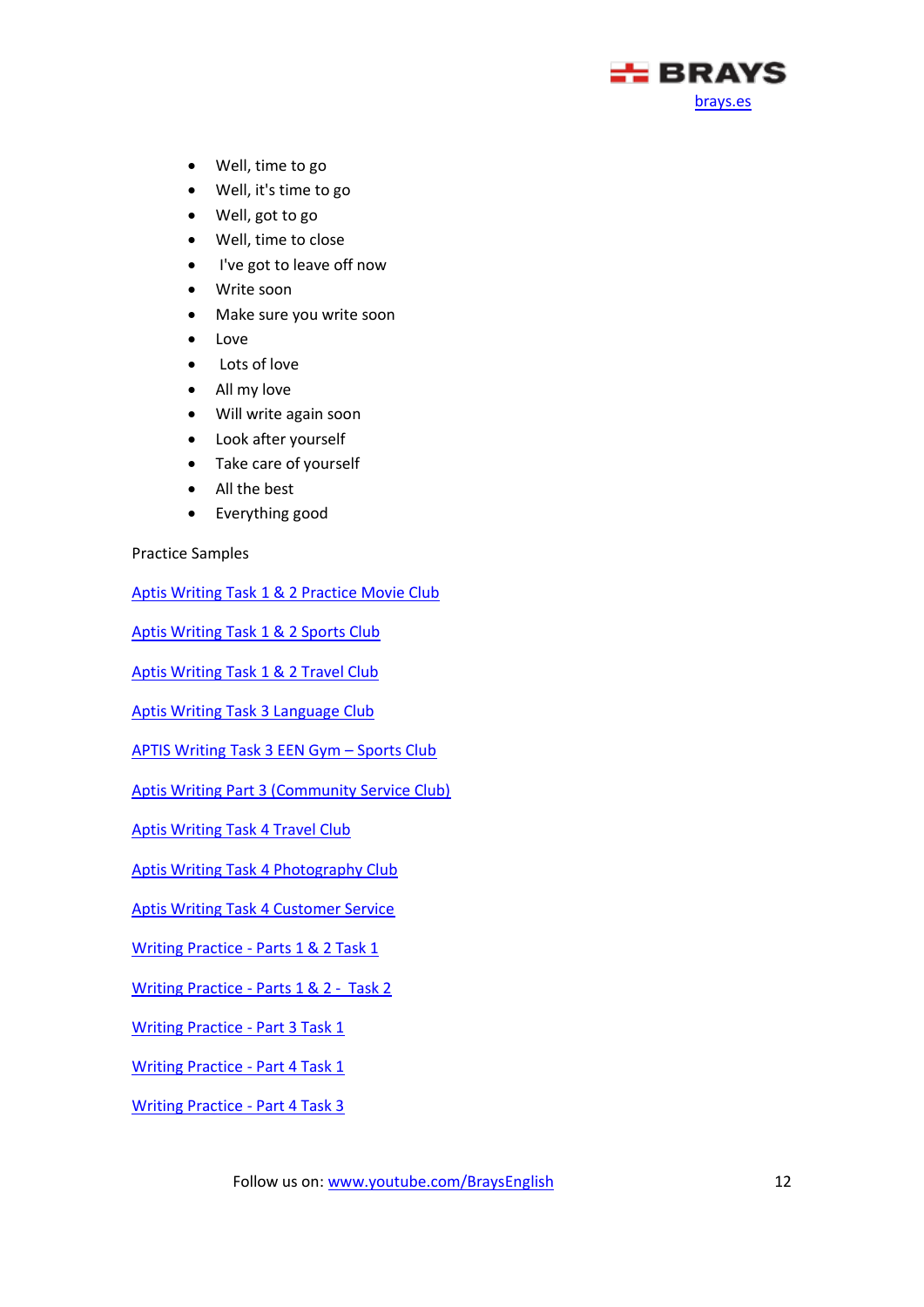- Well, time to go
- Well, it's time to go
- Well, got to go
- Well, time to close
- I've got to leave off now
- Write soon
- Make sure you write soon
- Love
- Lots of love
- All my love
- Will write again soon
- Look after yourself
- Take care of yourself
- All the best
- Everything good

Practice Samples

Aptis Writing Task 1 & 2 Practice Movie Club

Aptis Writing Task 1 & 2 Sports Club

Aptis Writing Task 1 & 2 Travel Club

Aptis Writing Task 3 Language Club

APTIS Writing Task 3 EEN Gym – Sports Club

Aptis Writing Part 3 (Community Service Club)

Aptis Writing Task 4 Travel Club

Aptis Writing Task 4 Photography Club

Aptis Writing Task 4 Customer Service

Writing Practice - Parts 1 & 2 Task 1

Writing Practice - Parts 1 & 2 - Task 2

Writing Practice - Part 3 Task 1

Writing Practice - Part 4 Task 1

Writing Practice - Part 4 Task 3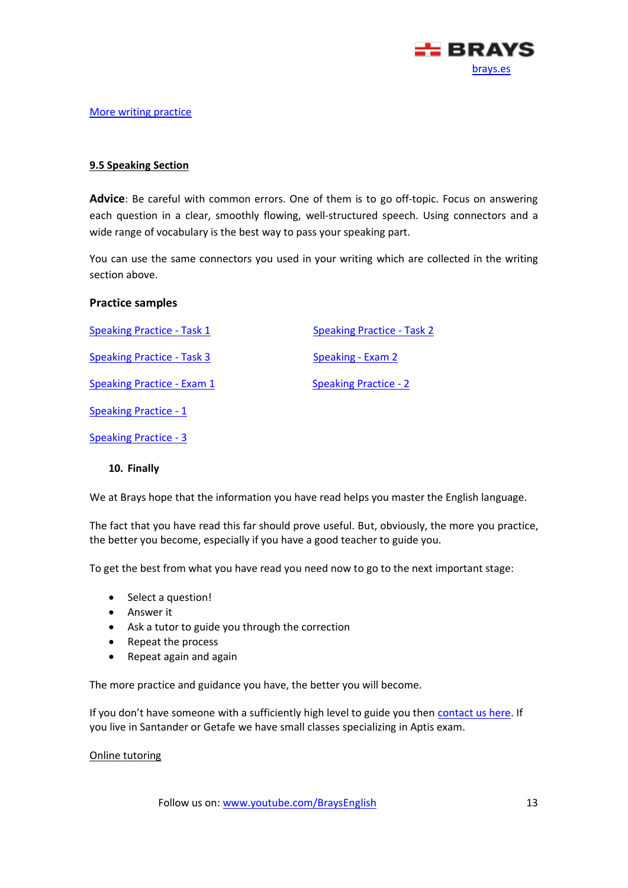More writing practice

## 9.5 Speaking Section

**Advice**: Be careful with common errors. One of them is to go off-topic. Focus on answering each question in a clear, smoothly flowing, well-structured speech. Using connectors and a wide range of vocabulary is the best way to pass your speaking part.

You can use the same connectors you used in your writing which are collected in the writing section above.

### Practice samples

Speaking Practice - Task 1

Speaking Practice - Task 2

Speaking Practice - Task 3

Speaking - Exam 2

Speaking Practice - Exam 1

Speaking Practice - 2

Speaking Practice - 1

Speaking Practice - 3

## 10. Finally

We at Brays hope that the information you have read helps you master the English language.

The fact that you have read this far should prove useful. But, obviously, the more you practice, the better you become, especially if you have a good teacher to guide you.

To get the best from what you have read you need now to go to the next important stage:

- Select a question!
- Answer it
- Ask a tutor to guide you through the correction
- Repeat the process
- Repeat again and again

The more practice and guidance you have, the better you will become.

If you don't have someone with a sufficiently high level to guide you then contact us here. If you live in Santander or Getafe we have small classes specializing in Aptis exam.

Online tutoring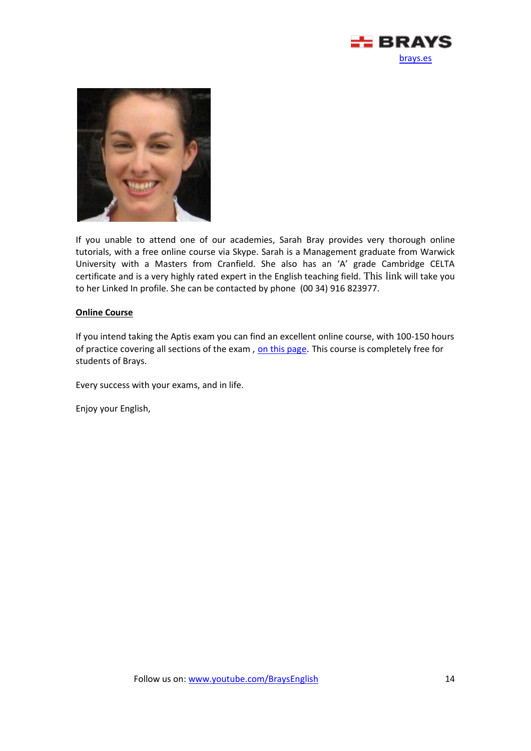If you unable to attend one of our academies, Sarah Bray provides very thorough online tutorials, with a free online course via Skype. Sarah is a Management graduate from Warwick University with a Masters from Cranfield. She also has an 'A' grade Cambridge CELTA certificate and is a very highly rated expert in the English teaching field. This link will take you to her Linked In profile. She can be contacted by phone (00 34) 916 823977.

**Online Course**

If you intend taking the Aptis exam you can find an excellent online course, with 100-150 hours of practice covering all sections of the exam , [on this page](). This course is completely free for students of Brays.

Every success with your exams, and in life.

Enjoy your English,